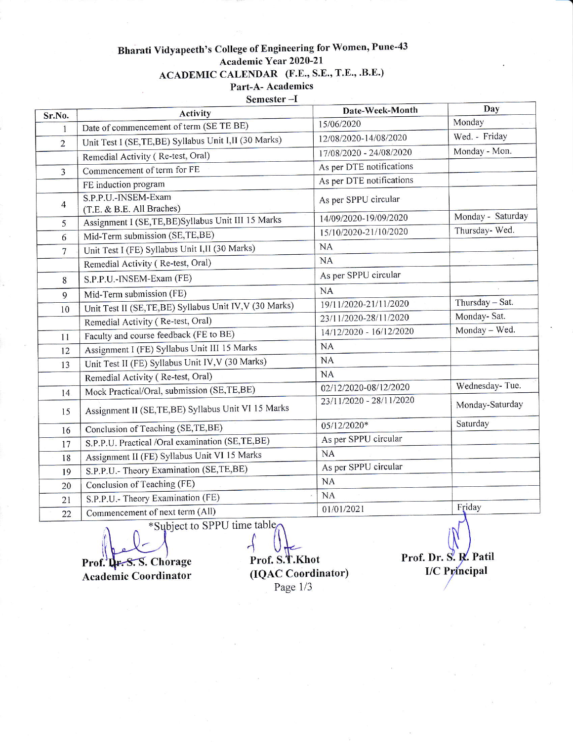# Bharati Vidyapeeth's College of Engineering for Women, Pune-43

## Academic Year 2020-21

## ACADEMIC CALENDAR (F.E., S.E., T.E., .B.E.)

### Part-A- Academics

### Semester –I

| Sr.No. | Activity | Date-Week-Month | Day |
|---|---|---|---|
| 1 | Date of commencement of term (SE TE BE) | 15/06/2020 | Monday |
| 2 | Unit Test I (SE,TE,BE) Syllabus Unit I,II (30 Marks) | 12/08/2020-14/08/2020 | Wed. - Friday |
| | Remedial Activity ( Re-test, Oral) | 17/08/2020 - 24/08/2020 | Monday - Mon. |
| 3 | Commencement of term for FE | As per DTE notifications | |
| | FE induction program | As per DTE notifications | |
| 4 | S.P.P.U.-INSEM-Exam (T.E. & B.E. All Braches) | As per SPPU circular | |
| 5 | Assignment I (SE,TE,BE)Syllabus Unit III 15 Marks | 14/09/2020-19/09/2020 | Monday - Saturday |
| 6 | Mid-Term submission (SE,TE,BE) | 15/10/2020-21/10/2020 | Thursday- Wed. |
| 7 | Unit Test I (FE) Syllabus Unit I,II (30 Marks) | NA | |
| | Remedial Activity ( Re-test, Oral) | NA | |
| 8 | S.P.P.U.-INSEM-Exam (FE) | As per SPPU circular | |
| 9 | Mid-Term submission (FE) | NA | |
| 10 | Unit Test II (SE,TE,BE) Syllabus Unit IV,V (30 Marks) | 19/11/2020-21/11/2020 | Thursday – Sat. |
| | Remedial Activity ( Re-test, Oral) | 23/11/2020-28/11/2020 | Monday- Sat. |
| 11 | Faculty and course feedback (FE to BE) | 14/12/2020 - 16/12/2020 | Monday – Wed. |
| 12 | Assignment I (FE) Syllabus Unit III 15 Marks | NA | |
| 13 | Unit Test II (FE) Syllabus Unit IV,V (30 Marks) | NA | |
| | Remedial Activity ( Re-test, Oral) | NA | |
| 14 | Mock Practical/Oral, submission (SE,TE,BE) | 02/12/2020-08/12/2020 | Wednesday- Tue. |
| 15 | Assignment II (SE,TE,BE) Syllabus Unit VI 15 Marks | 23/11/2020 - 28/11/2020 | Monday-Saturday |
| 16 | Conclusion of Teaching (SE,TE,BE) | 05/12/2020* | Saturday |
| 17 | S.P.P.U. Practical /Oral examination (SE,TE,BE) | As per SPPU circular | |
| 18 | Assignment II (FE) Syllabus Unit VI 15 Marks | NA | |
| 19 | S.P.P.U.- Theory Examination (SE,TE,BE) | As per SPPU circular | |
| 20 | Conclusion of Teaching (FE) | NA | |
| 21 | S.P.P.U.- Theory Examination (FE) | NA | |
| 22 | Commencement of next term (All) | 01/01/2021 | Friday |

*Subject to SPPU time table

**Prof. ~~Dr. S.~~ S. Chorage**
**Academic Coordinator**

**Prof. S.T.Khot**
**(IQAC Coordinator)**

**Prof. Dr. S. R. Patil**
**I/C Principal**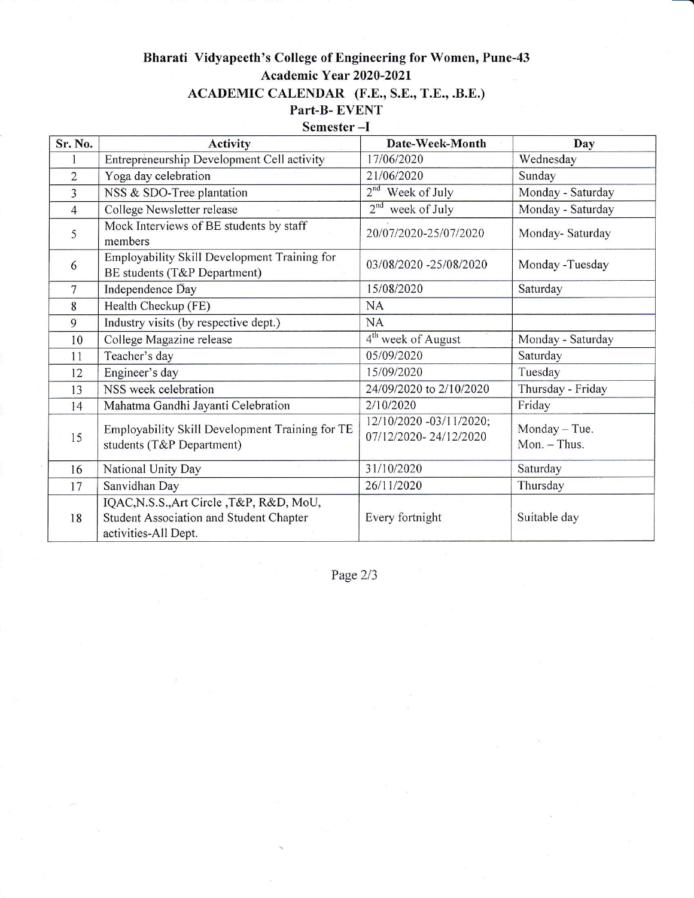## Bharati Vidyapeeth's College of Engineering for Women, Pune-43
## Academic Year 2020-2021
## ACADEMIC CALENDAR (F.E., S.E., T.E., .B.E.)
## Part-B- EVENT
### Semester –I

| Sr. No. | Activity | Date-Week-Month | Day |
|---|---|---|---|
| 1 | Entrepreneurship Development Cell activity | 17/06/2020 | Wednesday |
| 2 | Yoga day celebration | 21/06/2020 | Sunday |
| 3 | NSS & SDO-Tree plantation | 2nd Week of July | Monday - Saturday |
| 4 | College Newsletter release | 2nd week of July | Monday - Saturday |
| 5 | Mock Interviews of BE students by staff members | 20/07/2020-25/07/2020 | Monday- Saturday |
| 6 | Employability Skill Development Training for BE students (T&P Department) | 03/08/2020 -25/08/2020 | Monday -Tuesday |
| 7 | Independence Day | 15/08/2020 | Saturday |
| 8 | Health Checkup (FE) | NA | |
| 9 | Industry visits (by respective dept.) | NA | |
| 10 | College Magazine release | 4th week of August | Monday - Saturday |
| 11 | Teacher's day | 05/09/2020 | Saturday |
| 12 | Engineer's day | 15/09/2020 | Tuesday |
| 13 | NSS week celebration | 24/09/2020 to 2/10/2020 | Thursday - Friday |
| 14 | Mahatma Gandhi Jayanti Celebration | 2/10/2020 | Friday |
| 15 | Employability Skill Development Training for TE students (T&P Department) | 12/10/2020 -03/11/2020; 07/12/2020- 24/12/2020 | Monday – Tue. Mon. – Thus. |
| 16 | National Unity Day | 31/10/2020 | Saturday |
| 17 | Sanvidhan Day | 26/11/2020 | Thursday |
| 18 | IQAC,N.S.S.,Art Circle ,T&P, R&D, MoU, Student Association and Student Chapter activities-All Dept. | Every fortnight | Suitable day |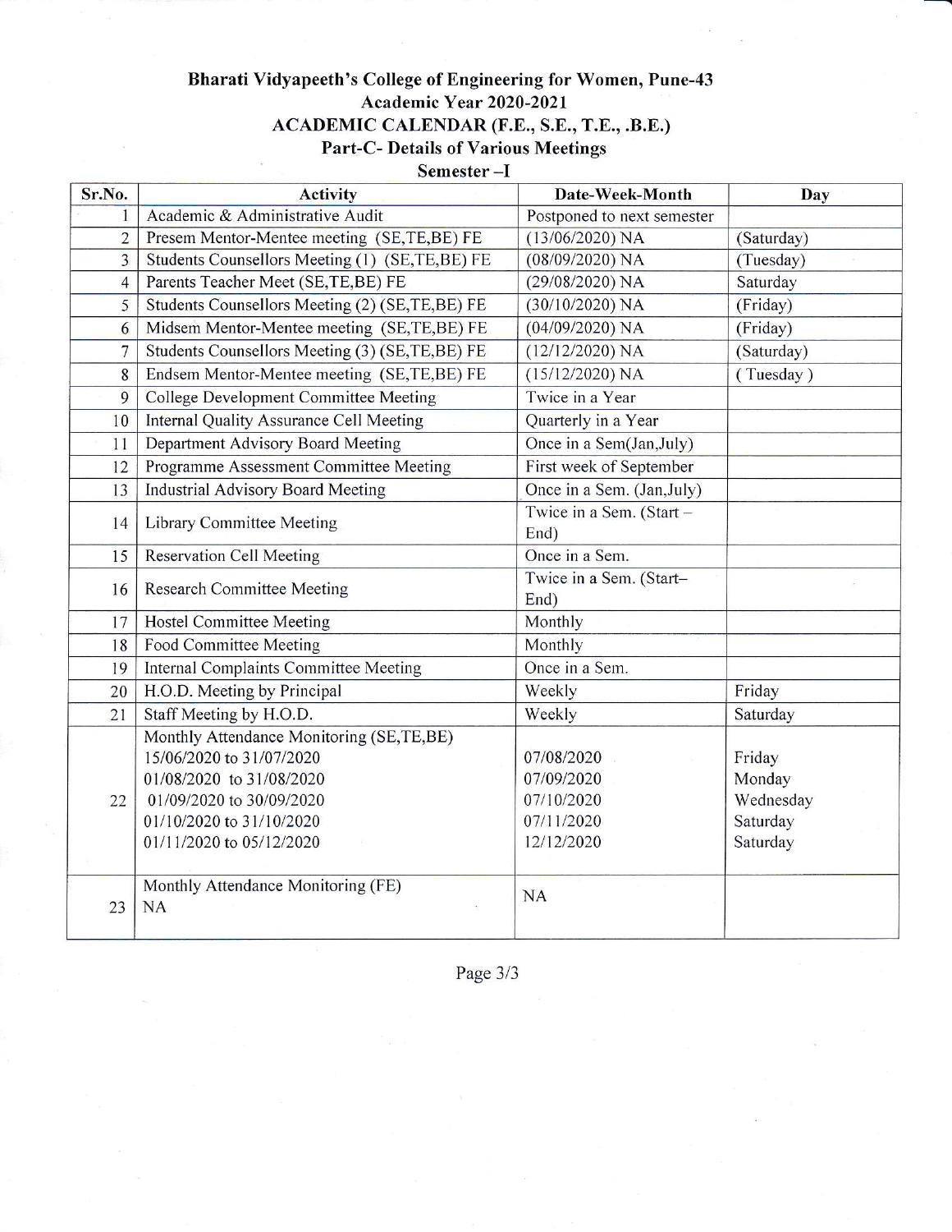## Bharati Vidyapeeth's College of Engineering for Women, Pune-43

### Academic Year 2020-2021

### ACADEMIC CALENDAR (F.E., S.E., T.E., .B.E.)

### Part-C- Details of Various Meetings

### Semester –I

| Sr.No. | Activity | Date-Week-Month | Day |
|---|---|---|---|
| 1 | Academic & Administrative Audit | Postponed to next semester | |
| 2 | Presem Mentor-Mentee meeting (SE,TE,BE) FE | (13/06/2020) NA | (Saturday) |
| 3 | Students Counsellors Meeting (1) (SE,TE,BE) FE | (08/09/2020) NA | (Tuesday) |
| 4 | Parents Teacher Meet (SE,TE,BE) FE | (29/08/2020) NA | Saturday |
| 5 | Students Counsellors Meeting (2) (SE,TE,BE) FE | (30/10/2020) NA | (Friday) |
| 6 | Midsem Mentor-Mentee meeting (SE,TE,BE) FE | (04/09/2020) NA | (Friday) |
| 7 | Students Counsellors Meeting (3) (SE,TE,BE) FE | (12/12/2020) NA | (Saturday) |
| 8 | Endsem Mentor-Mentee meeting (SE,TE,BE) FE | (15/12/2020) NA | ( Tuesday ) |
| 9 | College Development Committee Meeting | Twice in a Year | |
| 10 | Internal Quality Assurance Cell Meeting | Quarterly in a Year | |
| 11 | Department Advisory Board Meeting | Once in a Sem(Jan,July) | |
| 12 | Programme Assessment Committee Meeting | First week of September | |
| 13 | Industrial Advisory Board Meeting | Once in a Sem. (Jan,July) | |
| 14 | Library Committee Meeting | Twice in a Sem. (Start – End) | |
| 15 | Reservation Cell Meeting | Once in a Sem. | |
| 16 | Research Committee Meeting | Twice in a Sem. (Start– End) | |
| 17 | Hostel Committee Meeting | Monthly | |
| 18 | Food Committee Meeting | Monthly | |
| 19 | Internal Complaints Committee Meeting | Once in a Sem. | |
| 20 | H.O.D. Meeting by Principal | Weekly | Friday |
| 21 | Staff Meeting by H.O.D. | Weekly | Saturday |
| 22 | Monthly Attendance Monitoring (SE,TE,BE)<br>15/06/2020 to 31/07/2020<br>01/08/2020 to 31/08/2020<br>01/09/2020 to 30/09/2020<br>01/10/2020 to 31/10/2020<br>01/11/2020 to 05/12/2020 | <br>07/08/2020<br>07/09/2020<br>07/10/2020<br>07/11/2020<br>12/12/2020 | <br>Friday<br>Monday<br>Wednesday<br>Saturday<br>Saturday |
| 23 | Monthly Attendance Monitoring (FE)<br>NA | NA | |